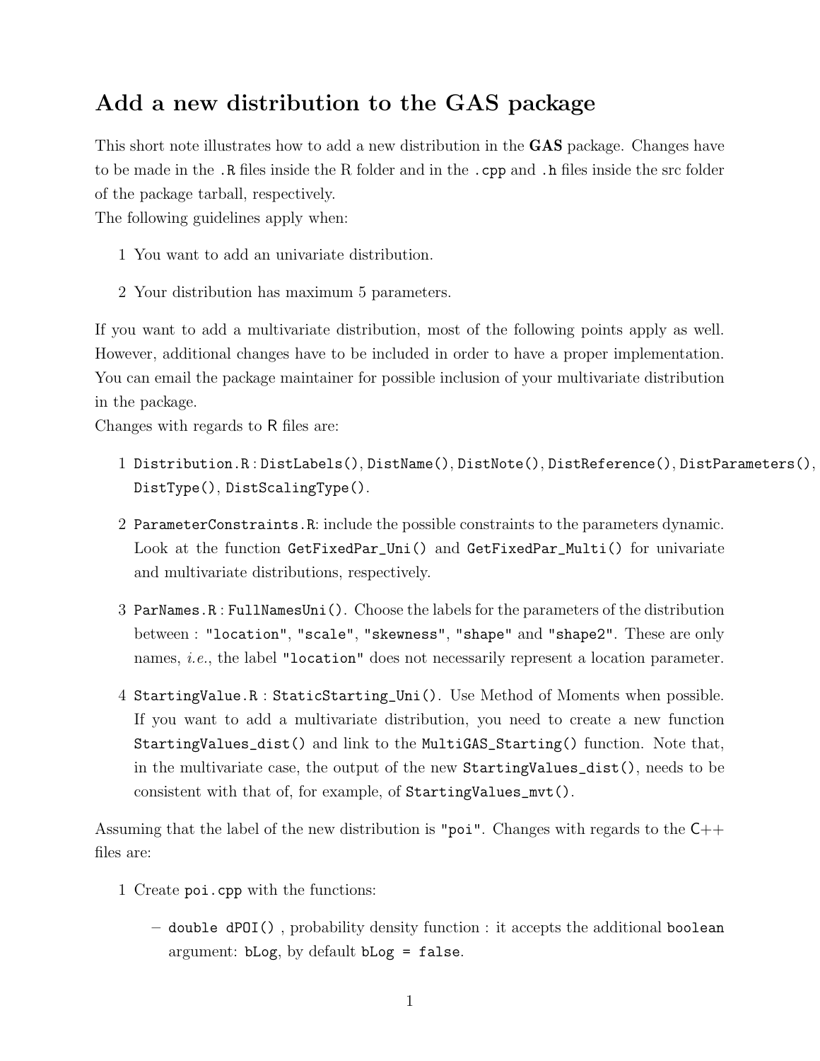# Add a new distribution to the GAS package

This short note illustrates how to add a new distribution in the **GAS** package. Changes have to be made in the `.R` files inside the R folder and in the `.cpp` and `.h` files inside the src folder of the package tarball, respectively.
The following guidelines apply when:

1. You want to add an univariate distribution.
2. Your distribution has maximum 5 parameters.

If you want to add a multivariate distribution, most of the following points apply as well. However, additional changes have to be included in order to have a proper implementation. You can email the package maintainer for possible inclusion of your multivariate distribution in the package.
Changes with regards to R files are:

1. `Distribution.R` : `DistLabels()`, `DistName()`, `DistNote()`, `DistReference()`, `DistParameters()`, `DistType()`, `DistScalingType()`.
2. `ParameterConstraints.R`: include the possible constraints to the parameters dynamic. Look at the function `GetFixedPar_Uni()` and `GetFixedPar_Multi()` for univariate and multivariate distributions, respectively.
3. `ParNames.R` : `FullNamesUni()`. Choose the labels for the parameters of the distribution between : `"location"`, `"scale"`, `"skewness"`, `"shape"` and `"shape2"`. These are only names, *i.e.*, the label `"location"` does not necessarily represent a location parameter.
4. `StartingValue.R` : `StaticStarting_Uni()`. Use Method of Moments when possible. If you want to add a multivariate distribution, you need to create a new function `StartingValues_dist()` and link to the `MultiGAS_Starting()` function. Note that, in the multivariate case, the output of the new `StartingValues_dist()`, needs to be consistent with that of, for example, of `StartingValues_mvt()`.

Assuming that the label of the new distribution is `"poi"`. Changes with regards to the C++ files are:

1. Create `poi.cpp` with the functions:
   - `double dPOI()` , probability density function : it accepts the additional `boolean` argument: `bLog`, by default `bLog = false`.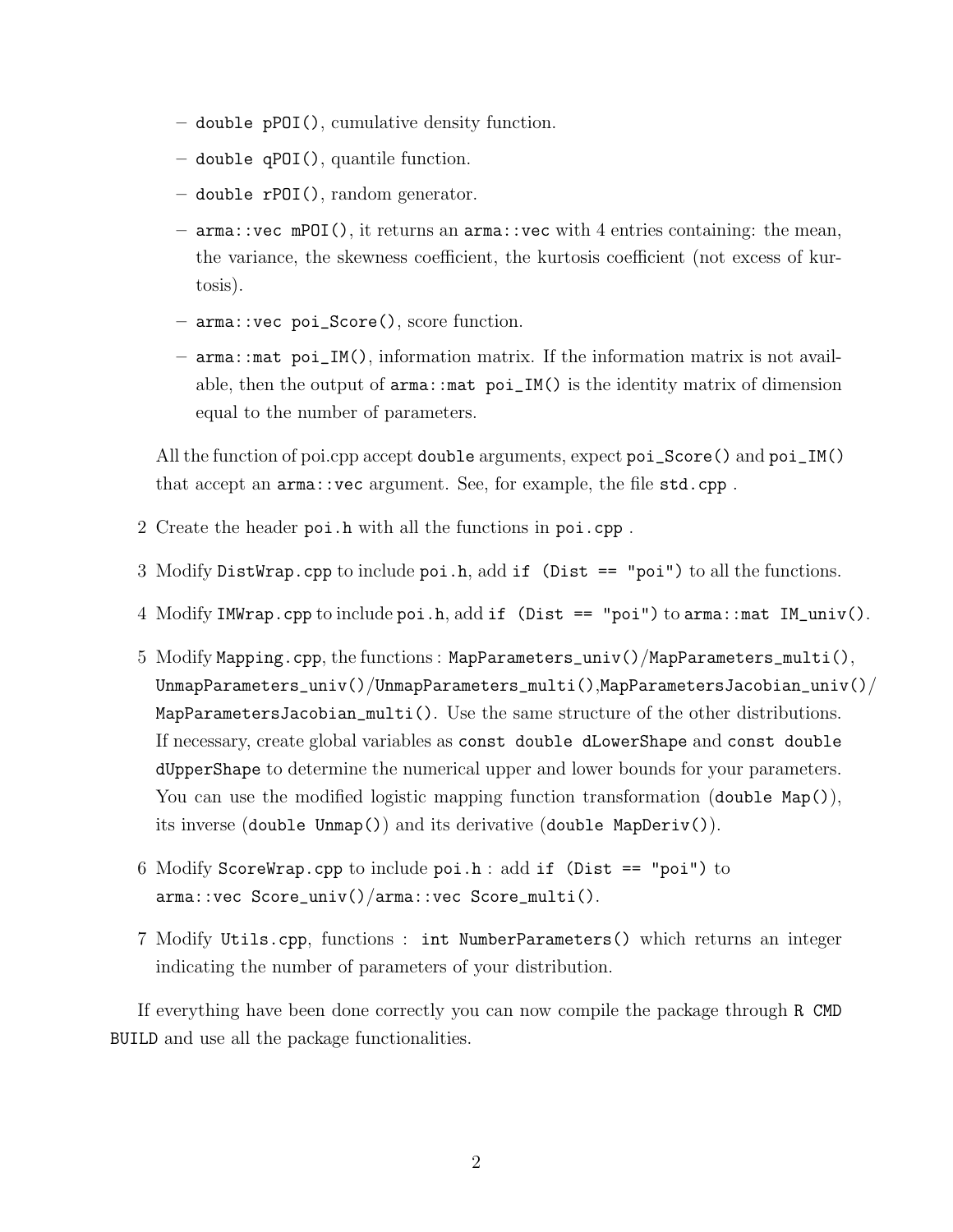- `double pPOI()`, cumulative density function.
  - `double qPOI()`, quantile function.
  - `double rPOI()`, random generator.
  - `arma::vec mPOI()`, it returns an `arma::vec` with 4 entries containing: the mean, the variance, the skewness coefficient, the kurtosis coefficient (not excess of kurtosis).
  - `arma::vec poi_Score()`, score function.
  - `arma::mat poi_IM()`, information matrix. If the information matrix is not available, then the output of `arma::mat poi_IM()` is the identity matrix of dimension equal to the number of parameters.

  All the function of poi.cpp accept `double` arguments, expect `poi_Score()` and `poi_IM()` that accept an `arma::vec` argument. See, for example, the file `std.cpp` .

2 Create the header `poi.h` with all the functions in `poi.cpp` .

3 Modify `DistWrap.cpp` to include `poi.h`, add `if (Dist == "poi")` to all the functions.

4 Modify `IMWrap.cpp` to include `poi.h`, add `if (Dist == "poi")` to `arma::mat IM_univ()`.

5 Modify `Mapping.cpp`, the functions : `MapParameters_univ()`/`MapParameters_multi()`, `UnmapParameters_univ()`/`UnmapParameters_multi()`,`MapParametersJacobian_univ()`/ `MapParametersJacobian_multi()`. Use the same structure of the other distributions. If necessary, create global variables as `const double dLowerShape` and `const double dUpperShape` to determine the numerical upper and lower bounds for your parameters. You can use the modified logistic mapping function transformation (`double Map()`), its inverse (`double Unmap()`) and its derivative (`double MapDeriv()`).

6 Modify `ScoreWrap.cpp` to include `poi.h` : add `if (Dist == "poi")` to `arma::vec Score_univ()`/`arma::vec Score_multi()`.

7 Modify `Utils.cpp`, functions : `int NumberParameters()` which returns an integer indicating the number of parameters of your distribution.

If everything have been done correctly you can now compile the package through `R CMD BUILD` and use all the package functionalities.